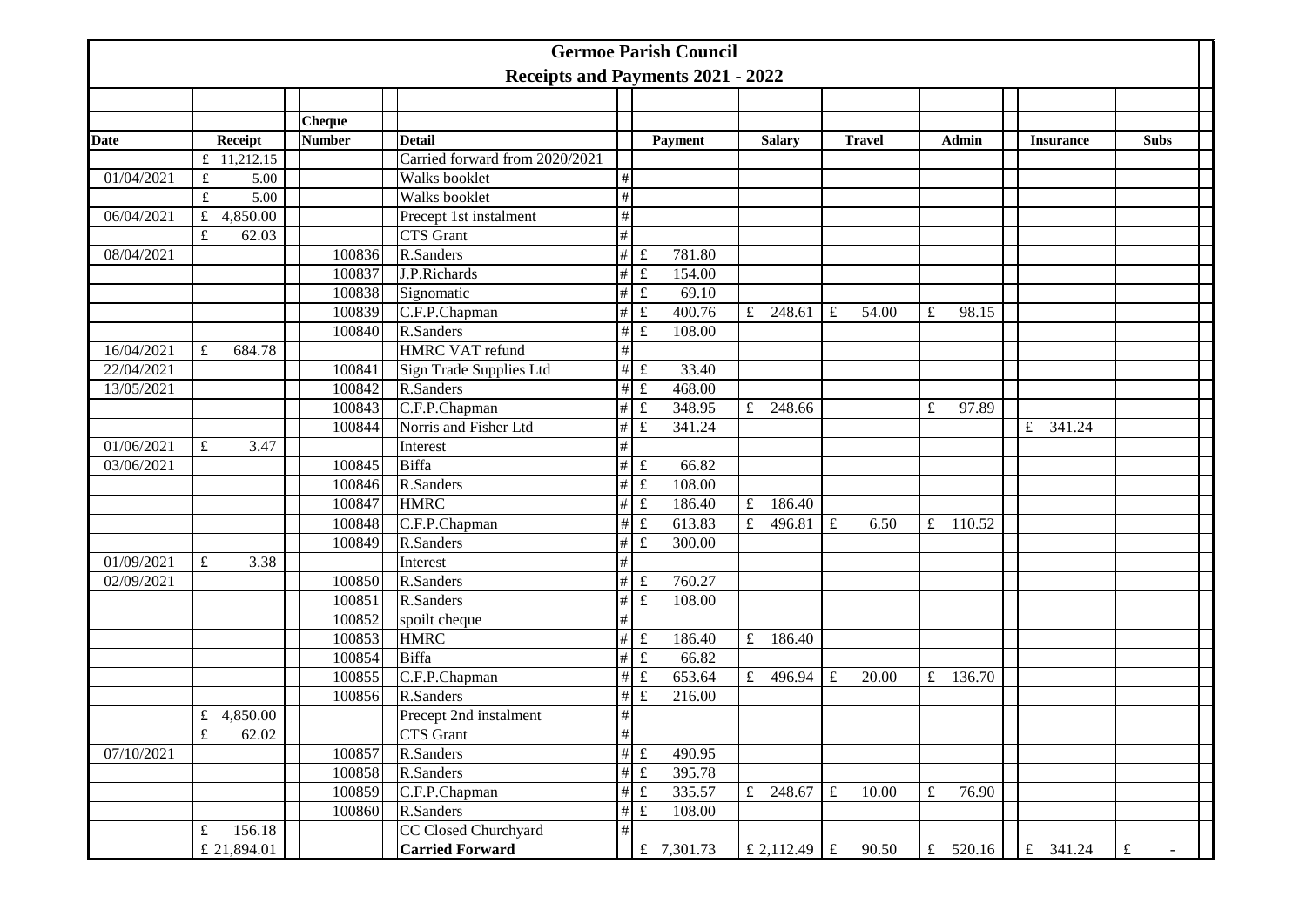# Germoe Parish Council

## Receipts and Payments 2021 - 2022

| Date | Receipt | Cheque Number | Detail | | Payment | Salary | Travel | Admin | Insurance | Subs |
|---|---|---|---|---|---|---|---|---|---|---|
| | £ 11,212.15 | | Carried forward from 2020/2021 | | | | | | | |
| 01/04/2021 | £ 5.00 | | Walks booklet | # | | | | | | |
| | £ 5.00 | | Walks booklet | # | | | | | | |
| 06/04/2021 | £ 4,850.00 | | Precept 1st instalment | # | | | | | | |
| | £ 62.03 | | CTS Grant | # | | | | | | |
| 08/04/2021 | | 100836 | R.Sanders | # | £ 781.80 | | | | | |
| | | 100837 | J.P.Richards | # | £ 154.00 | | | | | |
| | | 100838 | Signomatic | # | £ 69.10 | | | | | |
| | | 100839 | C.F.P.Chapman | # | £ 400.76 | £ 248.61 | £ 54.00 | £ 98.15 | | |
| | | 100840 | R.Sanders | # | £ 108.00 | | | | | |
| 16/04/2021 | £ 684.78 | | HMRC VAT refund | # | | | | | | |
| 22/04/2021 | | 100841 | Sign Trade Supplies Ltd | # | £ 33.40 | | | | | |
| 13/05/2021 | | 100842 | R.Sanders | # | £ 468.00 | | | | | |
| | | 100843 | C.F.P.Chapman | # | £ 348.95 | £ 248.66 | | £ 97.89 | | |
| | | 100844 | Norris and Fisher Ltd | # | £ 341.24 | | | | £ 341.24 | |
| 01/06/2021 | £ 3.47 | | Interest | # | | | | | | |
| 03/06/2021 | | 100845 | Biffa | # | £ 66.82 | | | | | |
| | | 100846 | R.Sanders | # | £ 108.00 | | | | | |
| | | 100847 | HMRC | # | £ 186.40 | £ 186.40 | | | | |
| | | 100848 | C.F.P.Chapman | # | £ 613.83 | £ 496.81 | £ 6.50 | £ 110.52 | | |
| | | 100849 | R.Sanders | # | £ 300.00 | | | | | |
| 01/09/2021 | £ 3.38 | | Interest | # | | | | | | |
| 02/09/2021 | | 100850 | R.Sanders | # | £ 760.27 | | | | | |
| | | 100851 | R.Sanders | # | £ 108.00 | | | | | |
| | | 100852 | spoilt cheque | # | | | | | | |
| | | 100853 | HMRC | # | £ 186.40 | £ 186.40 | | | | |
| | | 100854 | Biffa | # | £ 66.82 | | | | | |
| | | 100855 | C.F.P.Chapman | # | £ 653.64 | £ 496.94 | £ 20.00 | £ 136.70 | | |
| | | 100856 | R.Sanders | # | £ 216.00 | | | | | |
| | £ 4,850.00 | | Precept 2nd instalment | # | | | | | | |
| | £ 62.02 | | CTS Grant | # | | | | | | |
| 07/10/2021 | | 100857 | R.Sanders | # | £ 490.95 | | | | | |
| | | 100858 | R.Sanders | # | £ 395.78 | | | | | |
| | | 100859 | C.F.P.Chapman | # | £ 335.57 | £ 248.67 | £ 10.00 | £ 76.90 | | |
| | | 100860 | R.Sanders | # | £ 108.00 | | | | | |
| | £ 156.18 | | CC Closed Churchyard | # | | | | | | |
| | £ 21,894.01 | | **Carried Forward** | | £ 7,301.73 | £ 2,112.49 | £ 90.50 | £ 520.16 | £ 341.24 | £ - |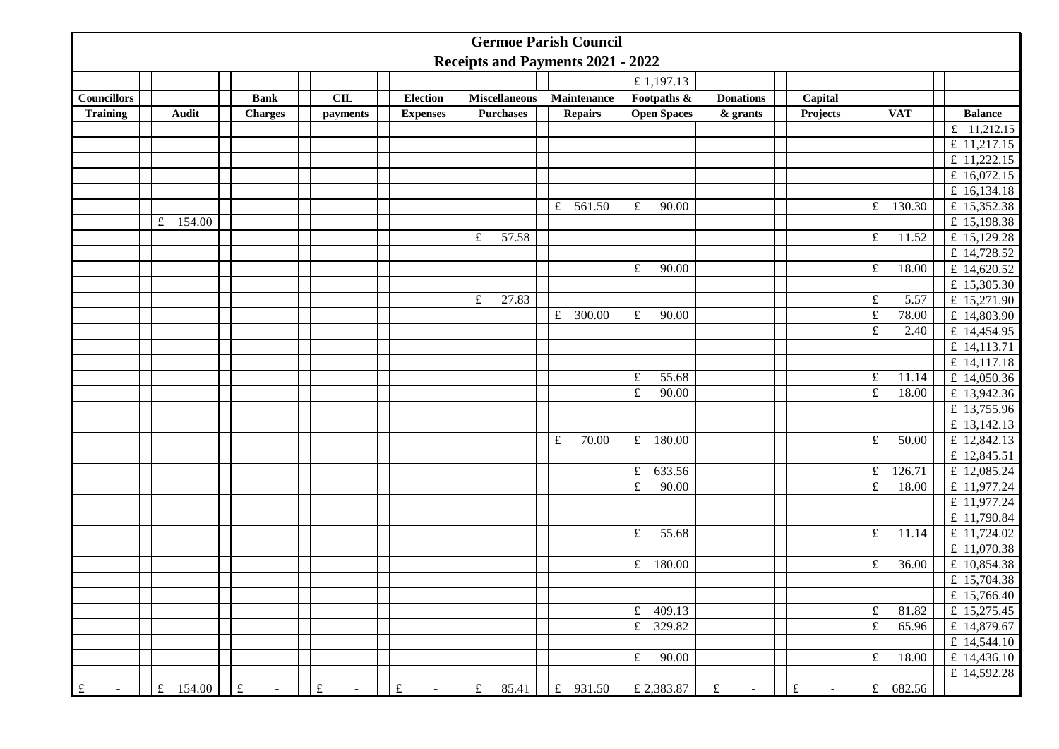# Germoe Parish Council

## Receipts and Payments 2021 - 2022

| Councillors Training | Audit | Bank Charges | CIL payments | Election Expenses | Miscellaneous Purchases | Maintenance Repairs | Footpaths & Open Spaces | Donations & grants | Capital Projects | VAT | Balance |
|---|---|---|---|---|---|---|---|---|---|---|---|
| | | | | | | | £ 1,197.13 | | | | |
| | | | | | | | | | | | £ 11,212.15 |
| | | | | | | | | | | | £ 11,217.15 |
| | | | | | | | | | | | £ 11,222.15 |
| | | | | | | | | | | | £ 16,072.15 |
| | | | | | | | | | | | £ 16,134.18 |
| | | | | | | £ 561.50 | £ 90.00 | | | £ 130.30 | £ 15,352.38 |
| | £ 154.00 | | | | | | | | | | £ 15,198.38 |
| | | | | | £ 57.58 | | | | | £ 11.52 | £ 15,129.28 |
| | | | | | | | | | | | £ 14,728.52 |
| | | | | | | | £ 90.00 | | | £ 18.00 | £ 14,620.52 |
| | | | | | | | | | | | £ 15,305.30 |
| | | | | | £ 27.83 | | | | | £ 5.57 | £ 15,271.90 |
| | | | | | | £ 300.00 | £ 90.00 | | | £ 78.00 | £ 14,803.90 |
| | | | | | | | | | | £ 2.40 | £ 14,454.95 |
| | | | | | | | | | | | £ 14,113.71 |
| | | | | | | | | | | | £ 14,117.18 |
| | | | | | | | £ 55.68 | | | £ 11.14 | £ 14,050.36 |
| | | | | | | | £ 90.00 | | | £ 18.00 | £ 13,942.36 |
| | | | | | | | | | | | £ 13,755.96 |
| | | | | | | | | | | | £ 13,142.13 |
| | | | | | | £ 70.00 | £ 180.00 | | | £ 50.00 | £ 12,842.13 |
| | | | | | | | | | | | £ 12,845.51 |
| | | | | | | | £ 633.56 | | | £ 126.71 | £ 12,085.24 |
| | | | | | | | £ 90.00 | | | £ 18.00 | £ 11,977.24 |
| | | | | | | | | | | | £ 11,977.24 |
| | | | | | | | | | | | £ 11,790.84 |
| | | | | | | | £ 55.68 | | | £ 11.14 | £ 11,724.02 |
| | | | | | | | | | | | £ 11,070.38 |
| | | | | | | | £ 180.00 | | | £ 36.00 | £ 10,854.38 |
| | | | | | | | | | | | £ 15,704.38 |
| | | | | | | | | | | | £ 15,766.40 |
| | | | | | | | £ 409.13 | | | £ 81.82 | £ 15,275.45 |
| | | | | | | | £ 329.82 | | | £ 65.96 | £ 14,879.67 |
| | | | | | | | | | | | £ 14,544.10 |
| | | | | | | | £ 90.00 | | | £ 18.00 | £ 14,436.10 |
| | | | | | | | | | | | £ 14,592.28 |
| £ - | £ 154.00 | £ - | £ - | £ - | £ 85.41 | £ 931.50 | £ 2,383.87 | £ - | £ - | £ 682.56 | |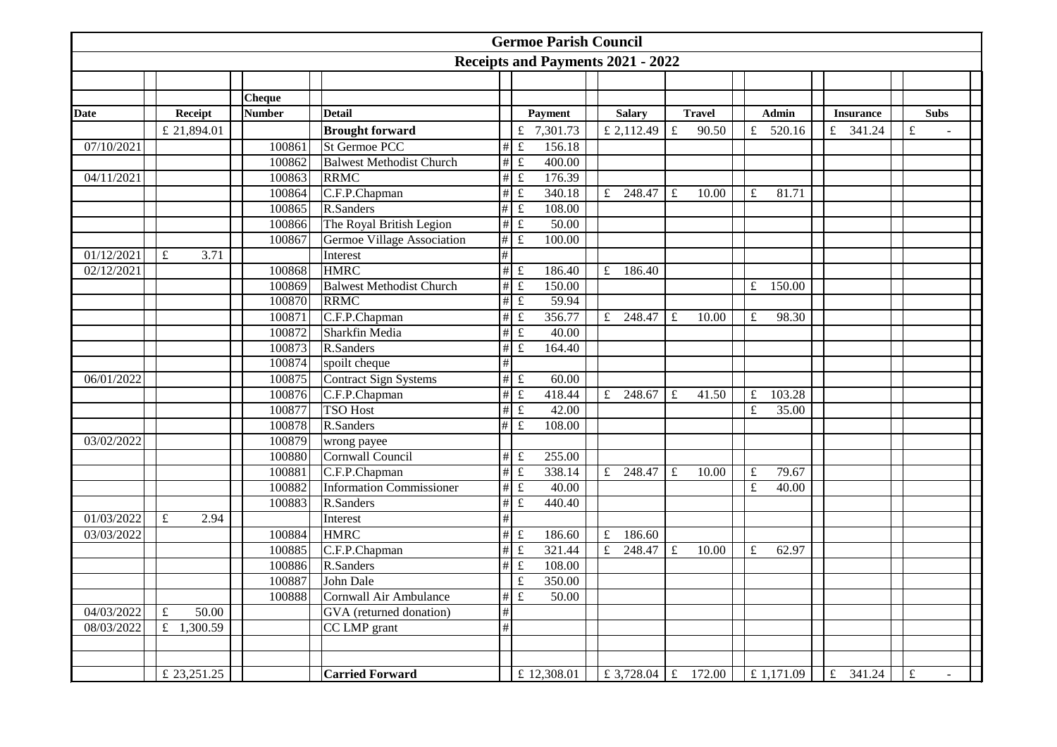# Germoe Parish Council

## Receipts and Payments 2021 - 2022

| Date | Receipt | Cheque Number | Detail | | Payment | Salary | Travel | Admin | Insurance | Subs |
|---|---|---|---|---|---|---|---|---|---|---|
| | £ 21,894.01 | | **Brought forward** | | £ 7,301.73 | £ 2,112.49 | £ 90.50 | £ 520.16 | £ 341.24 | £ - |
| 07/10/2021 | | 100861 | St Germoe PCC | # | £ 156.18 | | | | | |
| | | 100862 | Balwest Methodist Church | # | £ 400.00 | | | | | |
| 04/11/2021 | | 100863 | RRMC | # | £ 176.39 | | | | | |
| | | 100864 | C.F.P.Chapman | # | £ 340.18 | £ 248.47 | £ 10.00 | £ 81.71 | | |
| | | 100865 | R.Sanders | # | £ 108.00 | | | | | |
| | | 100866 | The Royal British Legion | # | £ 50.00 | | | | | |
| | | 100867 | Germoe Village Association | # | £ 100.00 | | | | | |
| 01/12/2021 | £ 3.71 | | Interest | # | | | | | | |
| 02/12/2021 | | 100868 | HMRC | # | £ 186.40 | £ 186.40 | | | | |
| | | 100869 | Balwest Methodist Church | # | £ 150.00 | | | £ 150.00 | | |
| | | 100870 | RRMC | # | £ 59.94 | | | | | |
| | | 100871 | C.F.P.Chapman | # | £ 356.77 | £ 248.47 | £ 10.00 | £ 98.30 | | |
| | | 100872 | Sharkfin Media | # | £ 40.00 | | | | | |
| | | 100873 | R.Sanders | # | £ 164.40 | | | | | |
| | | 100874 | spoilt cheque | # | | | | | | |
| 06/01/2022 | | 100875 | Contract Sign Systems | # | £ 60.00 | | | | | |
| | | 100876 | C.F.P.Chapman | # | £ 418.44 | £ 248.67 | £ 41.50 | £ 103.28 | | |
| | | 100877 | TSO Host | # | £ 42.00 | | | £ 35.00 | | |
| | | 100878 | R.Sanders | # | £ 108.00 | | | | | |
| 03/02/2022 | | 100879 | wrong payee | | | | | | | |
| | | 100880 | Cornwall Council | # | £ 255.00 | | | | | |
| | | 100881 | C.F.P.Chapman | # | £ 338.14 | £ 248.47 | £ 10.00 | £ 79.67 | | |
| | | 100882 | Information Commissioner | # | £ 40.00 | | | £ 40.00 | | |
| | | 100883 | R.Sanders | # | £ 440.40 | | | | | |
| 01/03/2022 | £ 2.94 | | Interest | # | | | | | | |
| 03/03/2022 | | 100884 | HMRC | # | £ 186.60 | £ 186.60 | | | | |
| | | 100885 | C.F.P.Chapman | # | £ 321.44 | £ 248.47 | £ 10.00 | £ 62.97 | | |
| | | 100886 | R.Sanders | # | £ 108.00 | | | | | |
| | | 100887 | John Dale | | £ 350.00 | | | | | |
| | | 100888 | Cornwall Air Ambulance | # | £ 50.00 | | | | | |
| 04/03/2022 | £ 50.00 | | GVA (returned donation) | # | | | | | | |
| 08/03/2022 | £ 1,300.59 | | CC LMP grant | # | | | | | | |
| | | | | | | | | | | |
| | | | | | | | | | | |
| | £ 23,251.25 | | **Carried Forward** | | £ 12,308.01 | £ 3,728.04 | £ 172.00 | £ 1,171.09 | £ 341.24 | £ - |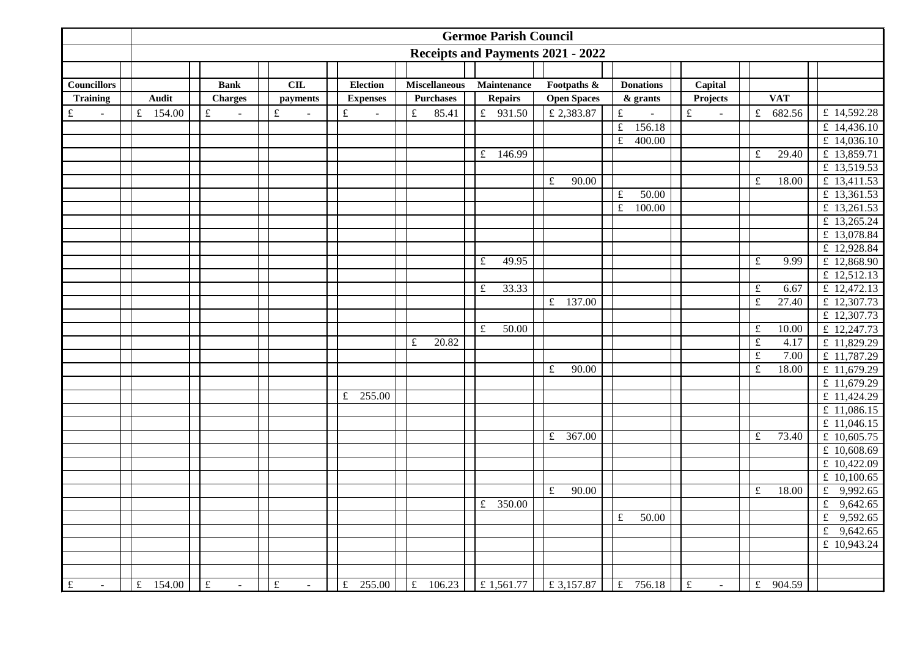# Germoe Parish Council

## Receipts and Payments 2021 - 2022

| Councillors Training | Audit | Bank Charges | CIL payments | Election Expenses | Miscellaneous Purchases | Maintenance Repairs | Footpaths & Open Spaces | Donations & grants | Capital Projects | VAT | |
|---|---|---|---|---|---|---|---|---|---|---|---|
| £ - | £ 154.00 | £ - | £ - | £ - | £ 85.41 | £ 931.50 | £ 2,383.87 | £ - | £ - | £ 682.56 | £ 14,592.28 |
| | | | | | | | | £ 156.18 | | | £ 14,436.10 |
| | | | | | | | | £ 400.00 | | | £ 14,036.10 |
| | | | | | | £ 146.99 | | | | £ 29.40 | £ 13,859.71 |
| | | | | | | | | | | | £ 13,519.53 |
| | | | | | | | £ 90.00 | | | £ 18.00 | £ 13,411.53 |
| | | | | | | | | £ 50.00 | | | £ 13,361.53 |
| | | | | | | | | £ 100.00 | | | £ 13,261.53 |
| | | | | | | | | | | | £ 13,265.24 |
| | | | | | | | | | | | £ 13,078.84 |
| | | | | | | | | | | | £ 12,928.84 |
| | | | | | | £ 49.95 | | | | £ 9.99 | £ 12,868.90 |
| | | | | | | | | | | | £ 12,512.13 |
| | | | | | | £ 33.33 | | | | £ 6.67 | £ 12,472.13 |
| | | | | | | | £ 137.00 | | | £ 27.40 | £ 12,307.73 |
| | | | | | | | | | | | £ 12,307.73 |
| | | | | | | £ 50.00 | | | | £ 10.00 | £ 12,247.73 |
| | | | | | £ 20.82 | | | | | £ 4.17 | £ 11,829.29 |
| | | | | | | | | | | £ 7.00 | £ 11,787.29 |
| | | | | | | | £ 90.00 | | | £ 18.00 | £ 11,679.29 |
| | | | | | | | | | | | £ 11,679.29 |
| | | | | £ 255.00 | | | | | | | £ 11,424.29 |
| | | | | | | | | | | | £ 11,086.15 |
| | | | | | | | | | | | £ 11,046.15 |
| | | | | | | | £ 367.00 | | | £ 73.40 | £ 10,605.75 |
| | | | | | | | | | | | £ 10,608.69 |
| | | | | | | | | | | | £ 10,422.09 |
| | | | | | | | | | | | £ 10,100.65 |
| | | | | | | | £ 90.00 | | | £ 18.00 | £ 9,992.65 |
| | | | | | | £ 350.00 | | | | | £ 9,642.65 |
| | | | | | | | | £ 50.00 | | | £ 9,592.65 |
| | | | | | | | | | | | £ 9,642.65 |
| | | | | | | | | | | | £ 10,943.24 |
| | | | | | | | | | | | |
| | | | | | | | | | | | |
| £ - | £ 154.00 | £ - | £ - | £ 255.00 | £ 106.23 | £ 1,561.77 | £ 3,157.87 | £ 756.18 | £ - | £ 904.59 | |